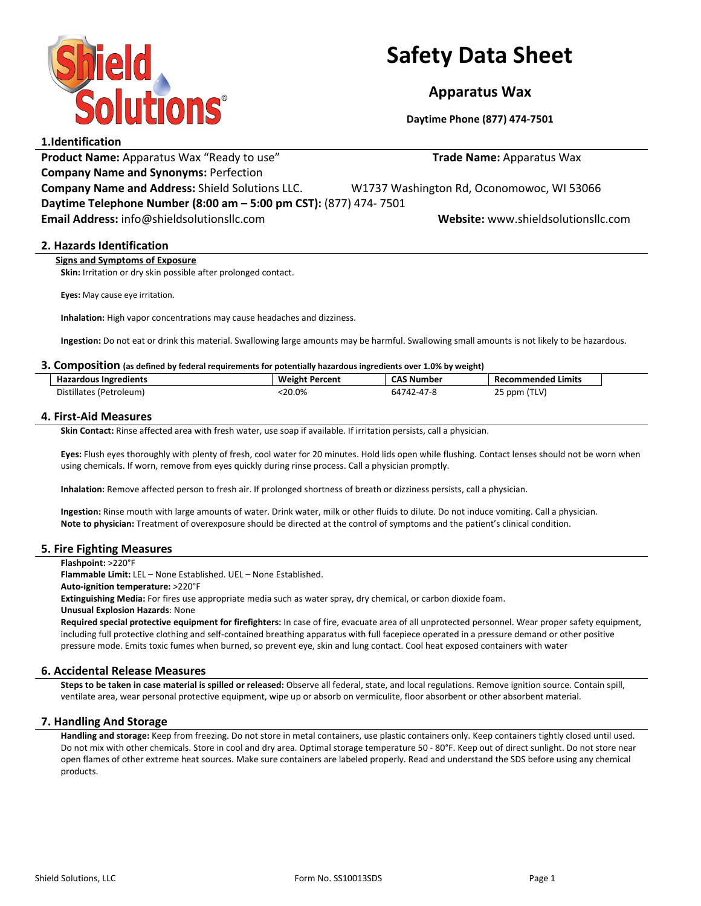# Safety Data Sheet

## Apparatus Wax

**Daytime Phone (877) 474-7501**

## 1.Identification

**Product Name:** Apparatus Wax "Ready to use"

**Trade Name:** Apparatus Wax

**Company Name and Synonyms:** Perfection

**Company Name and Address:** Shield Solutions LLC. W1737 Washington Rd, Oconomowoc, WI 53066

**Daytime Telephone Number (8:00 am – 5:00 pm CST):** (877) 474- 7501

**Email Address:** info@shieldsolutionsllc.com

**Website:** www.shieldsolutionsllc.com

## 2. Hazards Identification

**Signs and Symptoms of Exposure**

**Skin:** Irritation or dry skin possible after prolonged contact.

**Eyes:** May cause eye irritation.

**Inhalation:** High vapor concentrations may cause headaches and dizziness.

**Ingestion:** Do not eat or drink this material. Swallowing large amounts may be harmful. Swallowing small amounts is not likely to be hazardous.

## 3. Composition (as defined by federal requirements for potentially hazardous ingredients over 1.0% by weight)

| Hazardous Ingredients | Weight Percent | CAS Number | Recommended Limits |
|---|---|---|---|
| Distillates (Petroleum) | <20.0% | 64742-47-8 | 25 ppm (TLV) |

## 4. First-Aid Measures

**Skin Contact:** Rinse affected area with fresh water, use soap if available. If irritation persists, call a physician.

**Eyes:** Flush eyes thoroughly with plenty of fresh, cool water for 20 minutes. Hold lids open while flushing. Contact lenses should not be worn when using chemicals. If worn, remove from eyes quickly during rinse process. Call a physician promptly.

**Inhalation:** Remove affected person to fresh air. If prolonged shortness of breath or dizziness persists, call a physician.

**Ingestion:** Rinse mouth with large amounts of water. Drink water, milk or other fluids to dilute. Do not induce vomiting. Call a physician.

**Note to physician:** Treatment of overexposure should be directed at the control of symptoms and the patient's clinical condition.

## 5. Fire Fighting Measures

**Flashpoint:** >220°F

**Flammable Limit:** LEL – None Established. UEL – None Established.

**Auto-ignition temperature:** >220°F

**Extinguishing Media:** For fires use appropriate media such as water spray, dry chemical, or carbon dioxide foam.

**Unusual Explosion Hazards**: None

**Required special protective equipment for firefighters:** In case of fire, evacuate area of all unprotected personnel. Wear proper safety equipment, including full protective clothing and self-contained breathing apparatus with full facepiece operated in a pressure demand or other positive pressure mode. Emits toxic fumes when burned, so prevent eye, skin and lung contact. Cool heat exposed containers with water

## 6. Accidental Release Measures

**Steps to be taken in case material is spilled or released:** Observe all federal, state, and local regulations. Remove ignition source. Contain spill, ventilate area, wear personal protective equipment, wipe up or absorb on vermiculite, floor absorbent or other absorbent material.

## 7. Handling And Storage

**Handling and storage:** Keep from freezing. Do not store in metal containers, use plastic containers only. Keep containers tightly closed until used. Do not mix with other chemicals. Store in cool and dry area. Optimal storage temperature 50 - 80°F. Keep out of direct sunlight. Do not store near open flames of other extreme heat sources. Make sure containers are labeled properly. Read and understand the SDS before using any chemical products.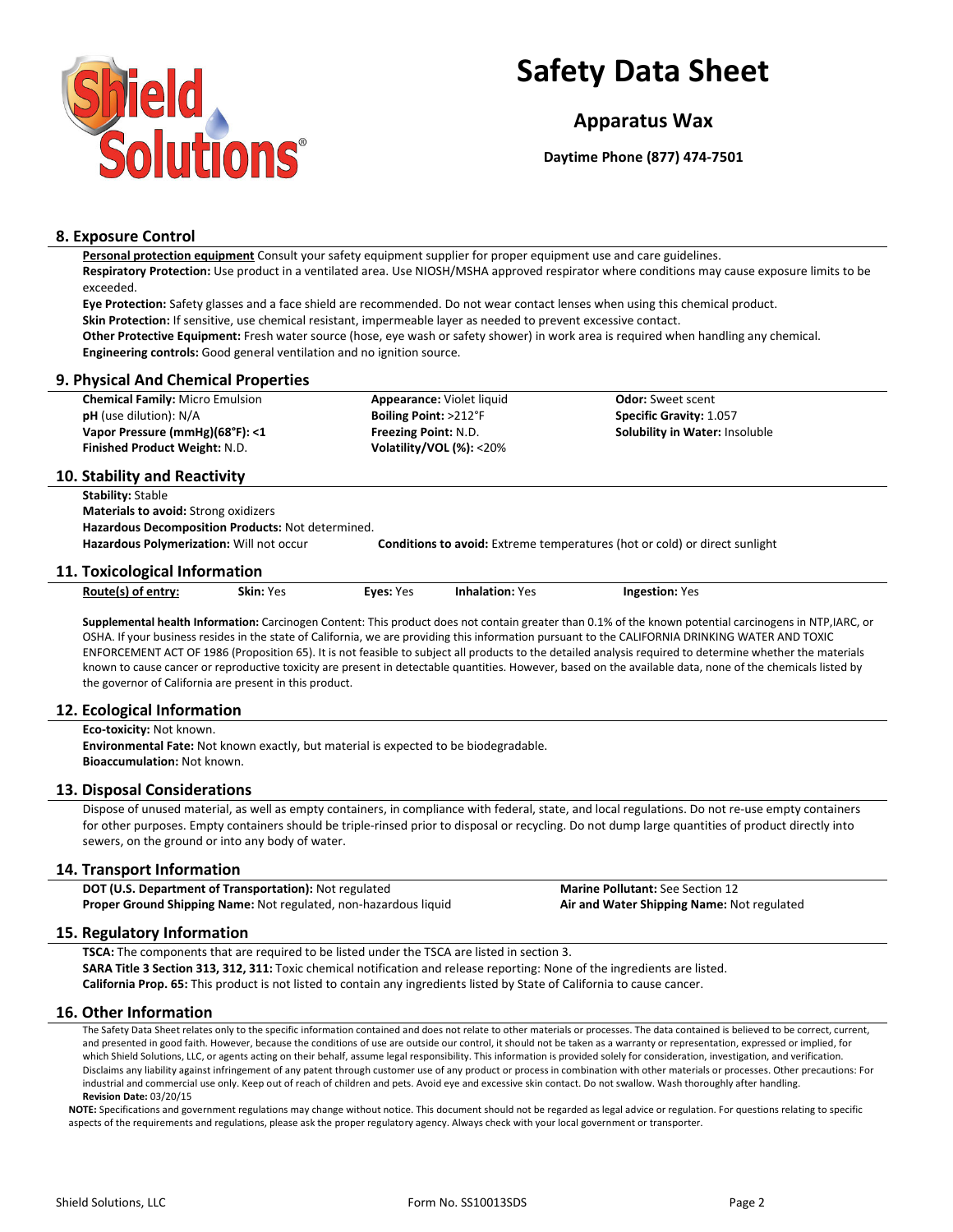# Safety Data Sheet

## Apparatus Wax

**Daytime Phone (877) 474-7501**

## 8. Exposure Control

**Personal protection equipment** Consult your safety equipment supplier for proper equipment use and care guidelines.

**Respiratory Protection:** Use product in a ventilated area. Use NIOSH/MSHA approved respirator where conditions may cause exposure limits to be exceeded.

**Eye Protection:** Safety glasses and a face shield are recommended. Do not wear contact lenses when using this chemical product.

**Skin Protection:** If sensitive, use chemical resistant, impermeable layer as needed to prevent excessive contact.

**Other Protective Equipment:** Fresh water source (hose, eye wash or safety shower) in work area is required when handling any chemical.

**Engineering controls:** Good general ventilation and no ignition source.

## 9. Physical And Chemical Properties

| | | |
|---|---|---|
| **Chemical Family:** Micro Emulsion | **Appearance:** Violet liquid | **Odor:** Sweet scent |
| **pH** (use dilution): N/A | **Boiling Point:** >212°F | **Specific Gravity:** 1.057 |
| **Vapor Pressure (mmHg)(68°F): <1** | **Freezing Point:** N.D. | **Solubility in Water:** Insoluble |
| **Finished Product Weight:** N.D. | **Volatility/VOL (%):** <20% | |

## 10. Stability and Reactivity

**Stability:** Stable

**Materials to avoid:** Strong oxidizers

**Hazardous Decomposition Products:** Not determined.

**Hazardous Polymerization:** Will not occur

**Conditions to avoid:** Extreme temperatures (hot or cold) or direct sunlight

## 11. Toxicological Information

| | | | | |
|---|---|---|---|---|
| **Route(s) of entry:** | **Skin:** Yes | **Eyes:** Yes | **Inhalation:** Yes | **Ingestion:** Yes |

**Supplemental health Information:** Carcinogen Content: This product does not contain greater than 0.1% of the known potential carcinogens in NTP,IARC, or OSHA. If your business resides in the state of California, we are providing this information pursuant to the CALIFORNIA DRINKING WATER AND TOXIC ENFORCEMENT ACT OF 1986 (Proposition 65). It is not feasible to subject all products to the detailed analysis required to determine whether the materials known to cause cancer or reproductive toxicity are present in detectable quantities. However, based on the available data, none of the chemicals listed by the governor of California are present in this product.

## 12. Ecological Information

**Eco-toxicity:** Not known.

**Environmental Fate:** Not known exactly, but material is expected to be biodegradable.

**Bioaccumulation:** Not known.

## 13. Disposal Considerations

Dispose of unused material, as well as empty containers, in compliance with federal, state, and local regulations. Do not re-use empty containers for other purposes. Empty containers should be triple-rinsed prior to disposal or recycling. Do not dump large quantities of product directly into sewers, on the ground or into any body of water.

## 14. Transport Information

**DOT (U.S. Department of Transportation):** Not regulated

**Proper Ground Shipping Name:** Not regulated, non-hazardous liquid

**Marine Pollutant:** See Section 12

**Air and Water Shipping Name:** Not regulated

## 15. Regulatory Information

**TSCA:** The components that are required to be listed under the TSCA are listed in section 3.

**SARA Title 3 Section 313, 312, 311:** Toxic chemical notification and release reporting: None of the ingredients are listed.

**California Prop. 65:** This product is not listed to contain any ingredients listed by State of California to cause cancer.

## 16. Other Information

The Safety Data Sheet relates only to the specific information contained and does not relate to other materials or processes. The data contained is believed to be correct, current, and presented in good faith. However, because the conditions of use are outside our control, it should not be taken as a warranty or representation, expressed or implied, for which Shield Solutions, LLC, or agents acting on their behalf, assume legal responsibility. This information is provided solely for consideration, investigation, and verification. Disclaims any liability against infringement of any patent through customer use of any product or process in combination with other materials or processes. Other precautions: For industrial and commercial use only. Keep out of reach of children and pets. Avoid eye and excessive skin contact. Do not swallow. Wash thoroughly after handling.

**Revision Date:** 03/20/15

**NOTE:** Specifications and government regulations may change without notice. This document should not be regarded as legal advice or regulation. For questions relating to specific aspects of the requirements and regulations, please ask the proper regulatory agency. Always check with your local government or transporter.

Shield Solutions, LLC

Form No. SS10013SDS